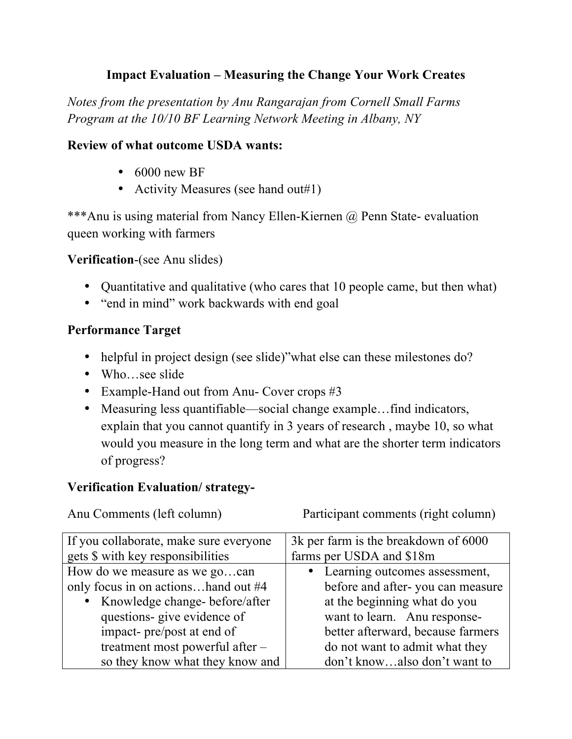## Impact Evaluation – Measuring the Change Your Work Creates

*Notes from the presentation by Anu Rangarajan from Cornell Small Farms Program at the 10/10 BF Learning Network Meeting in Albany, NY*

**Review of what outcome USDA wants:**

- 6000 new BF
- Activity Measures (see hand out#1)

***Anu is using material from Nancy Ellen-Kiernen @ Penn State- evaluation queen working with farmers

**Verification**-(see Anu slides)

- Quantitative and qualitative (who cares that 10 people came, but then what)
- "end in mind" work backwards with end goal

**Performance Target**

- helpful in project design (see slide)"what else can these milestones do?
- Who…see slide
- Example-Hand out from Anu- Cover crops #3
- Measuring less quantifiable—social change example…find indicators, explain that you cannot quantify in 3 years of research , maybe 10, so what would you measure in the long term and what are the shorter term indicators of progress?

**Verification Evaluation/ strategy-**

Anu Comments (left column) Participant comments (right column)

| | |
|---|---|
| If you collaborate, make sure everyone gets $ with key responsibilities | 3k per farm is the breakdown of 6000 farms per USDA and $18m |
| How do we measure as we go…can only focus in on actions…hand out #4<br>• Knowledge change- before/after questions- give evidence of impact- pre/post at end of treatment most powerful after – so they know what they know and | • Learning outcomes assessment, before and after- you can measure at the beginning what do you want to learn. Anu response- better afterward, because farmers do not want to admit what they don't know…also don't want to |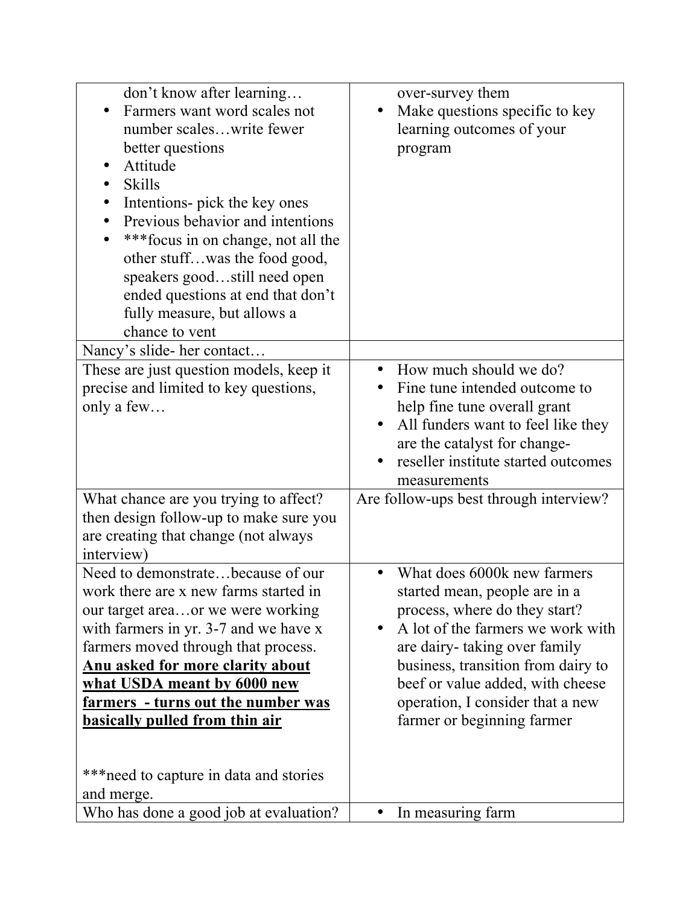| | |
|---|---|
| don't know after learning…<br>• Farmers want word scales not number scales…write fewer better questions<br>• Attitude<br>• Skills<br>• Intentions- pick the key ones<br>• Previous behavior and intentions<br>• ***focus in on change, not all the other stuff…was the food good, speakers good…still need open ended questions at end that don't fully measure, but allows a chance to vent | over-survey them<br>• Make questions specific to key learning outcomes of your program |
| Nancy's slide- her contact… | |
| These are just question models, keep it precise and limited to key questions, only a few… | • How much should we do?<br>• Fine tune intended outcome to help fine tune overall grant<br>• All funders want to feel like they are the catalyst for change-<br>• reseller institute started outcomes measurements |
| What chance are you trying to affect? then design follow-up to make sure you are creating that change (not always interview) | Are follow-ups best through interview? |
| Need to demonstrate…because of our work there are x new farms started in our target area…or we were working with farmers in yr. 3-7 and we have x farmers moved through that process. **<u>Anu asked for more clarity about what USDA meant by 6000 new farmers - turns out the number was basically pulled from thin air</u>**<br><br>***need to capture in data and stories and merge. | • What does 6000k new farmers started mean, people are in a process, where do they start?<br>• A lot of the farmers we work with are dairy- taking over family business, transition from dairy to beef or value added, with cheese operation, I consider that a new farmer or beginning farmer |
| Who has done a good job at evaluation? | • In measuring farm |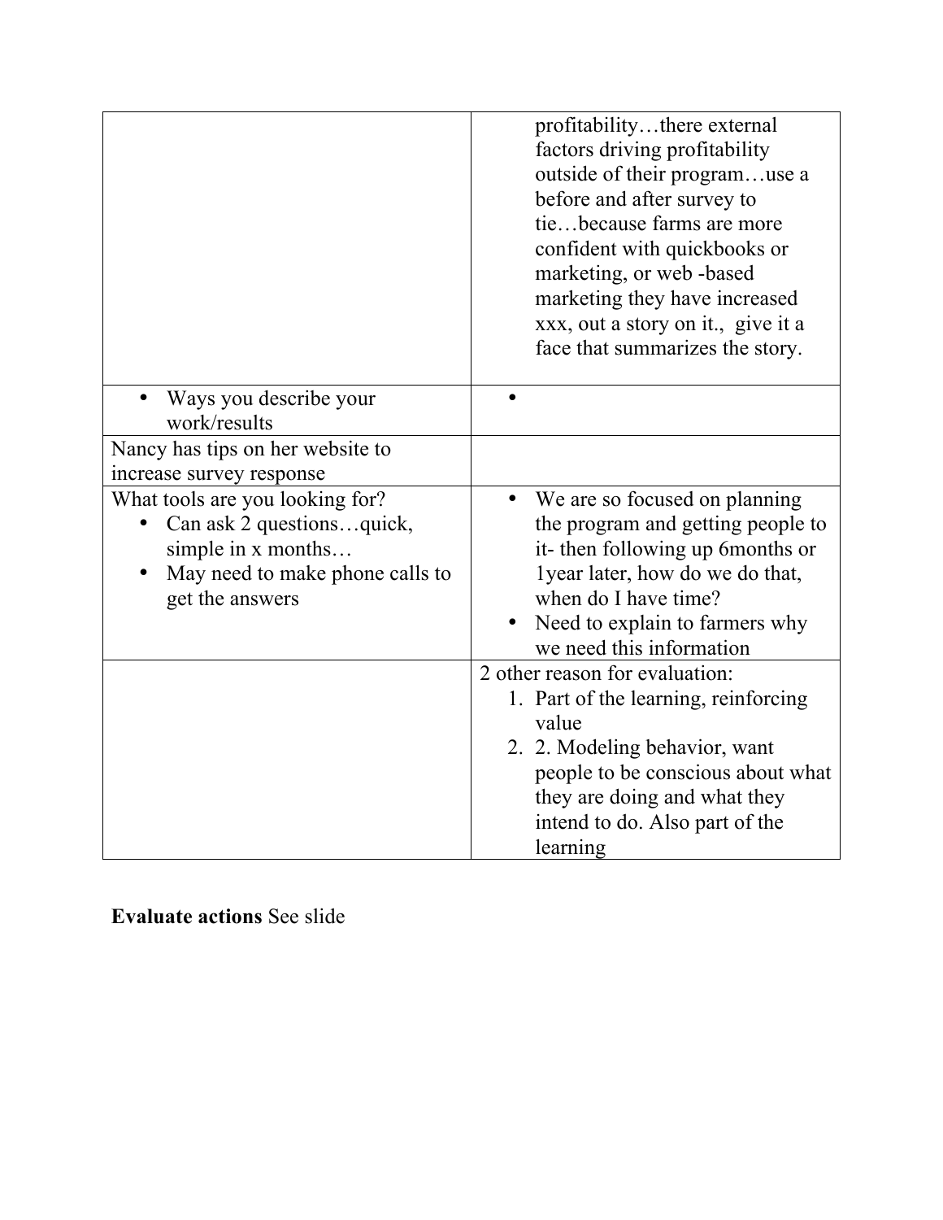| | |
|---|---|
| | profitability…there external factors driving profitability outside of their program…use a before and after survey to tie…because farms are more confident with quickbooks or marketing, or web -based marketing they have increased xxx, out a story on it., give it a face that summarizes the story. |
| • Ways you describe your work/results | • |
| Nancy has tips on her website to increase survey response | |
| What tools are you looking for?<br>• Can ask 2 questions…quick, simple in x months…<br>• May need to make phone calls to get the answers | • We are so focused on planning the program and getting people to it- then following up 6months or 1year later, how do we do that, when do I have time?<br>• Need to explain to farmers why we need this information |
| | 2 other reason for evaluation:<br>1. Part of the learning, reinforcing value<br>2. 2. Modeling behavior, want people to be conscious about what they are doing and what they intend to do. Also part of the learning |

**Evaluate actions** See slide